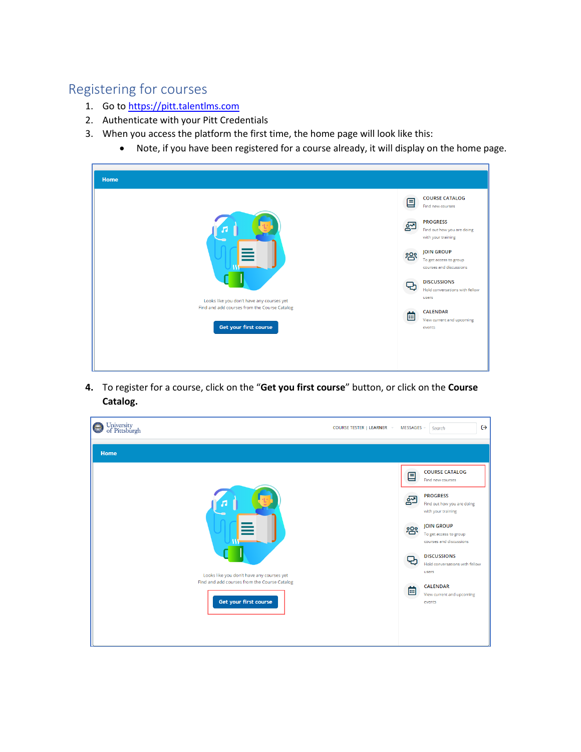## Registering for courses

1. Go to https://pitt.talentlms.com
2. Authenticate with your Pitt Credentials
3. When you access the platform the first time, the home page will look like this:
   - Note, if you have been registered for a course already, it will display on the home page.

4. To register for a course, click on the "**Get you first course**" button, or click on the **Course Catalog.**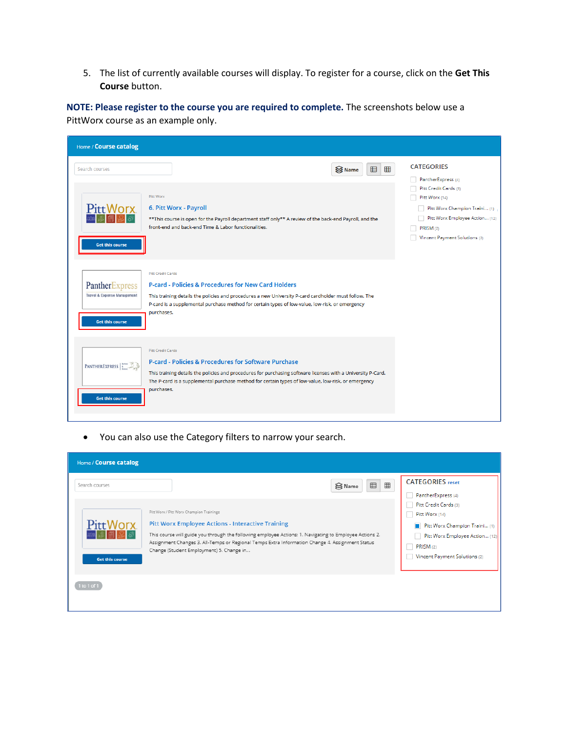5. The list of currently available courses will display. To register for a course, click on the **Get This Course** button.

**NOTE: Please register to the course you are required to complete.** The screenshots below use a PittWorx course as an example only.

Home / **Course catalog**

Search courses

Name

Pitt Worx

6. Pitt Worx - Payroll

**This course is open for the Payroll department staff only** A review of the back-end Payroll, and the front-end and back-end Time & Labor functionalities.

Get this course

Pitt Credit Cards

P-card - Policies & Procedures for New Card Holders

This training details the policies and procedures a new University P-card cardholder must follow. The P-card is a supplemental purchase method for certain types of low-value, low-risk, or emergency purchases.

Get this course

Pitt Credit Cards

P-card - Policies & Procedures for Software Purchase

This training details the policies and procedures for purchasing software licenses with a University P-Card. The P-card is a supplemental purchase method for certain types of low-value, low-risk, or emergency purchases.

Get this course

CATEGORIES

- PantherExpress (4)
- Pitt Credit Cards (3)
- Pitt Worx (14)
  - Pitt Worx Champion Traini... (1)
  - Pitt Worx Employee Action... (12)
- PRISM (2)
- Vincent Payment Solutions (2)

- You can also use the Category filters to narrow your search.

Home / **Course catalog**

Search courses

Name

Pitt Worx / Pitt Worx Champion Trainings

Pitt Worx Employee Actions - Interactive Training

This course will guide you through the following employee Actions: 1. Navigating to Employee Actions 2. Assignment Changes 3. All-Temps or Regional Temps Extra Information Change 4. Assignment Status Change (Student Employment) 5. Change in...

Get this course

1 to 1 of 1

CATEGORIES reset

- PantherExpress (4)
- Pitt Credit Cards (3)
- Pitt Worx (14)
  - Pitt Worx Champion Traini... (1)
  - Pitt Worx Employee Action... (12)
- PRISM (2)
- Vincent Payment Solutions (2)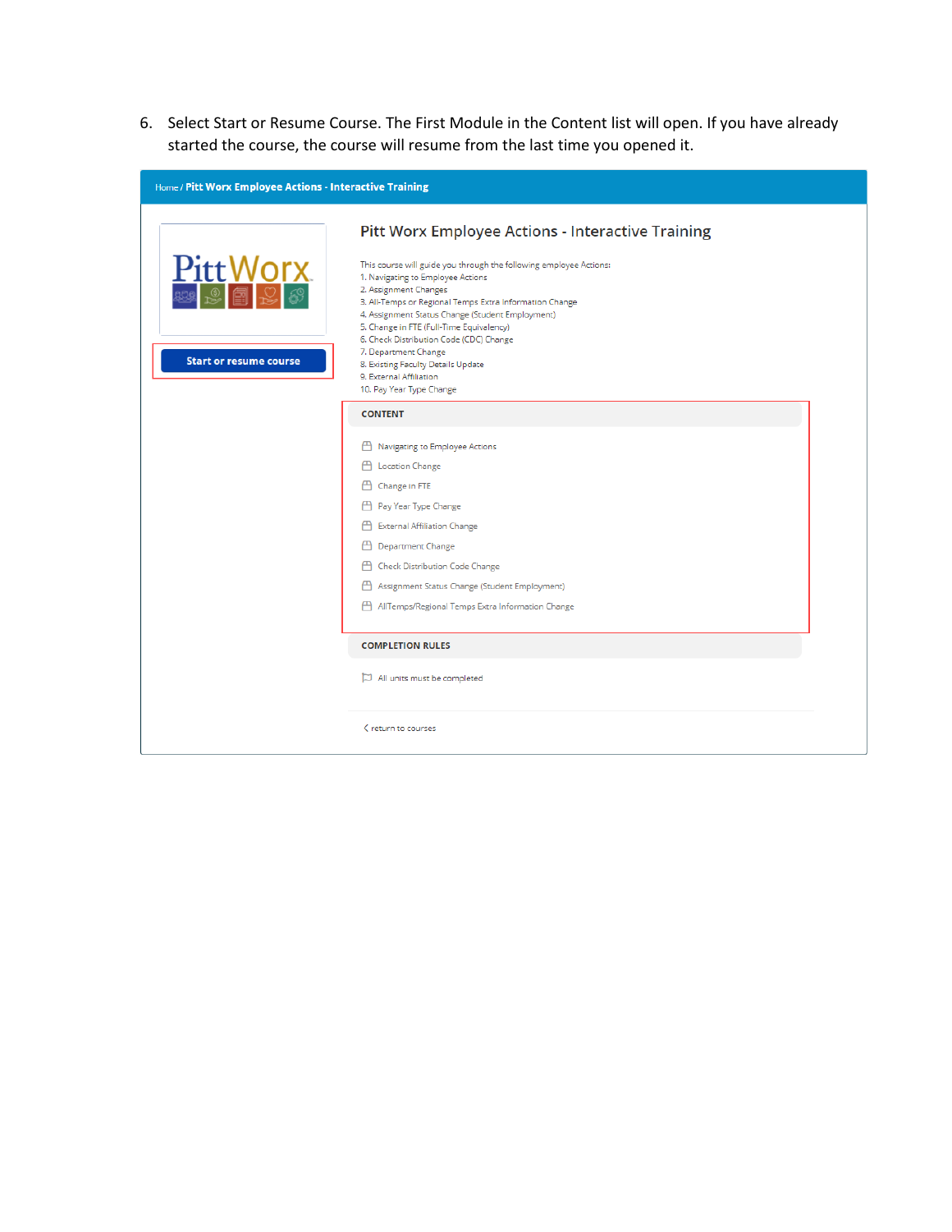6. Select Start or Resume Course. The First Module in the Content list will open. If you have already started the course, the course will resume from the last time you opened it.

Home / **Pitt Worx Employee Actions - Interactive Training**

PittWorx

**Start or resume course**

## Pitt Worx Employee Actions - Interactive Training

This course will guide you through the following employee Actions:

1. Navigating to Employee Actions
2. Assignment Changes
3. All-Temps or Regional Temps Extra Information Change
4. Assignment Status Change (Student Employment)
5. Change in FTE (Full-Time Equivalency)
6. Check Distribution Code (CDC) Change
7. Department Change
8. Existing Faculty Details Update
9. External Affiliation
10. Pay Year Type Change

**CONTENT**

- Navigating to Employee Actions
- Location Change
- Change in FTE
- Pay Year Type Change
- External Affiliation Change
- Department Change
- Check Distribution Code Change
- Assignment Status Change (Student Employment)
- AllTemps/Regional Temps Extra Information Change

**COMPLETION RULES**

- All units must be completed

< return to courses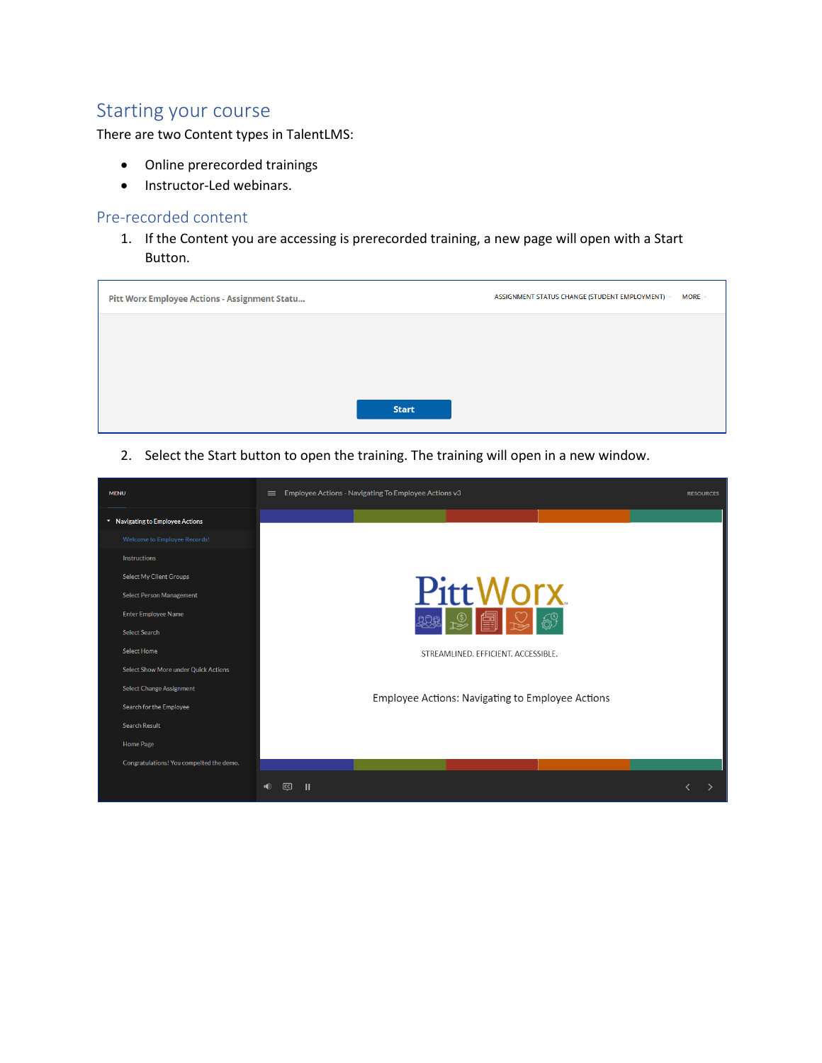## Starting your course

There are two Content types in TalentLMS:

- Online prerecorded trainings
- Instructor-Led webinars.

### Pre-recorded content

1. If the Content you are accessing is prerecorded training, a new page will open with a Start Button.

2. Select the Start button to open the training. The training will open in a new window.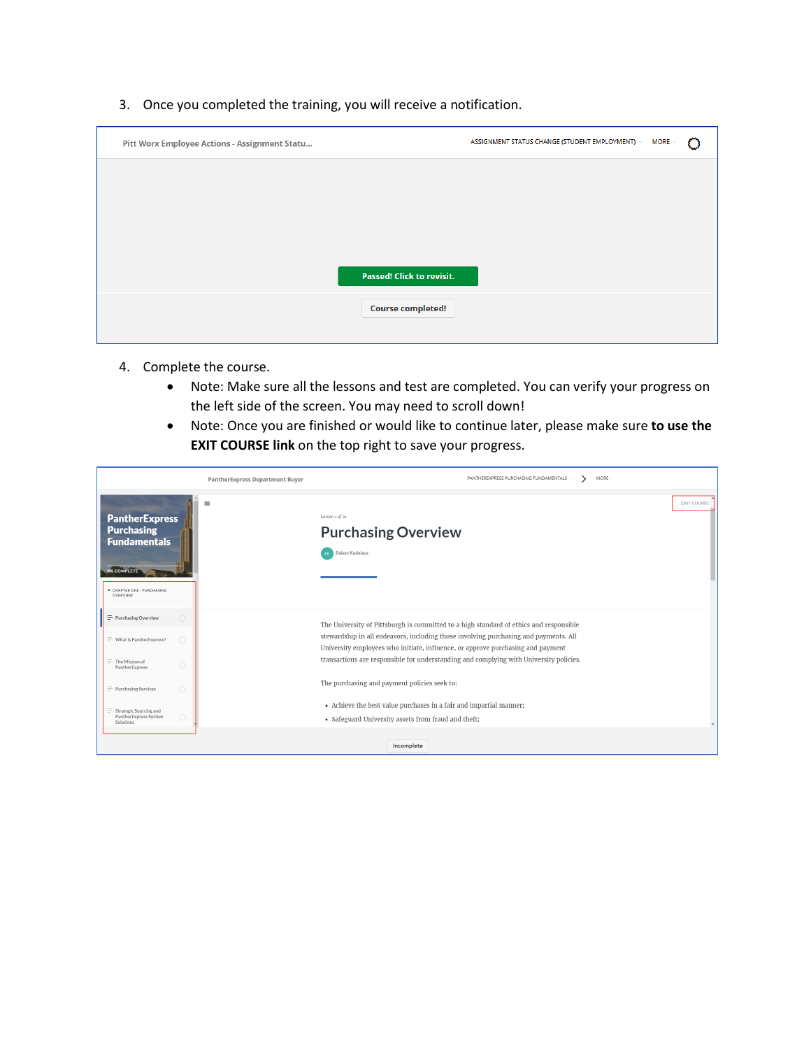3. Once you completed the training, you will receive a notification.

4. Complete the course.
    - Note: Make sure all the lessons and test are completed. You can verify your progress on the left side of the screen. You may need to scroll down!
    - Note: Once you are finished or would like to continue later, please make sure **to use the EXIT COURSE link** on the top right to save your progress.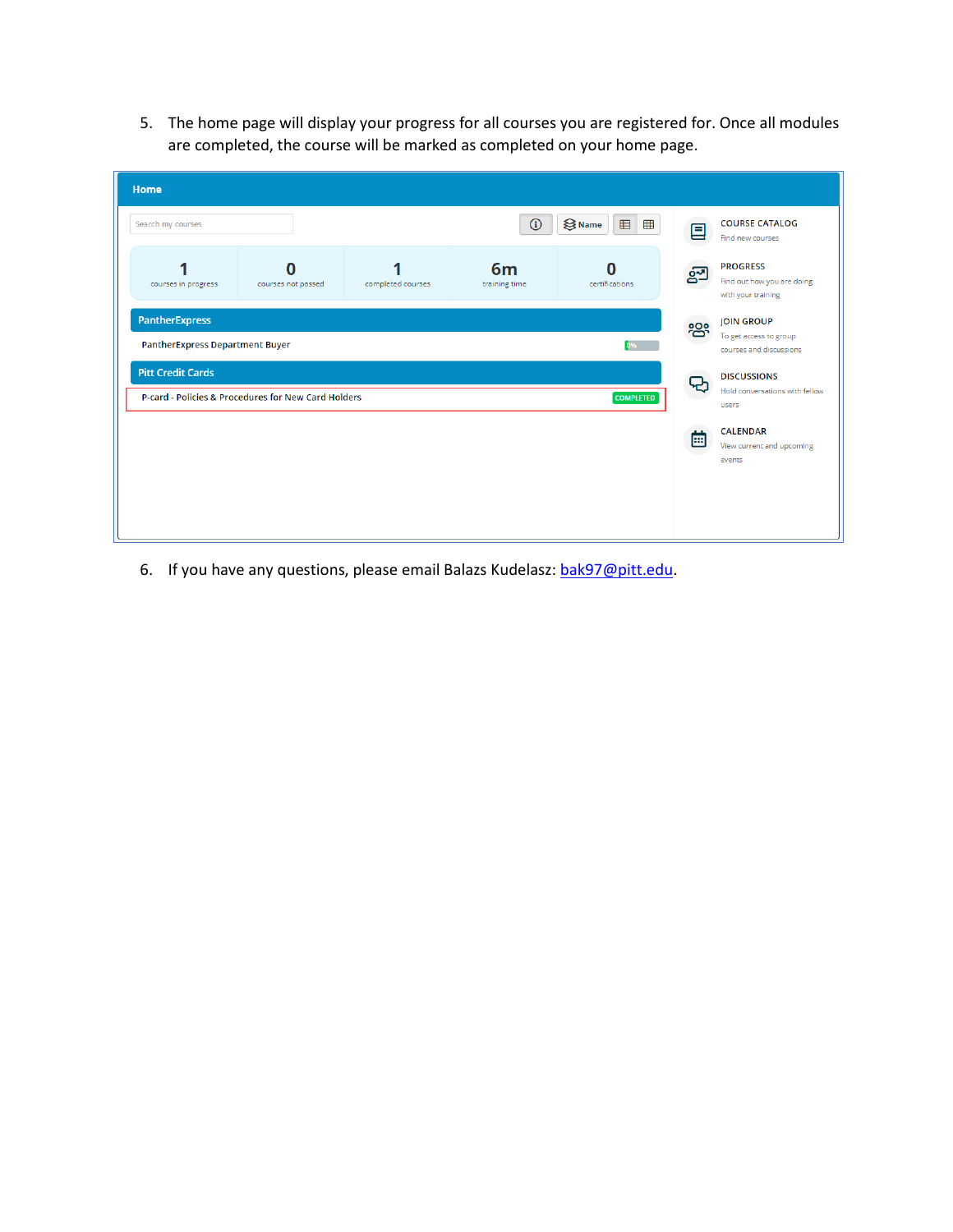5. The home page will display your progress for all courses you are registered for. Once all modules are completed, the course will be marked as completed on your home page.

Home

Search my courses

Name

1 courses in progress

0 courses not passed

1 completed courses

6m training time

0 certifications

PantherExpress

PantherExpress Department Buyer 0%

Pitt Credit Cards

P-card - Policies & Procedures for New Card Holders COMPLETED

COURSE CATALOG
Find new courses

PROGRESS
Find out how you are doing with your training

JOIN GROUP
To get access to group courses and discussions

DISCUSSIONS
Hold conversations with fellow users

CALENDAR
View current and upcoming events

6. If you have any questions, please email Balazs Kudelasz: bak97@pitt.edu.